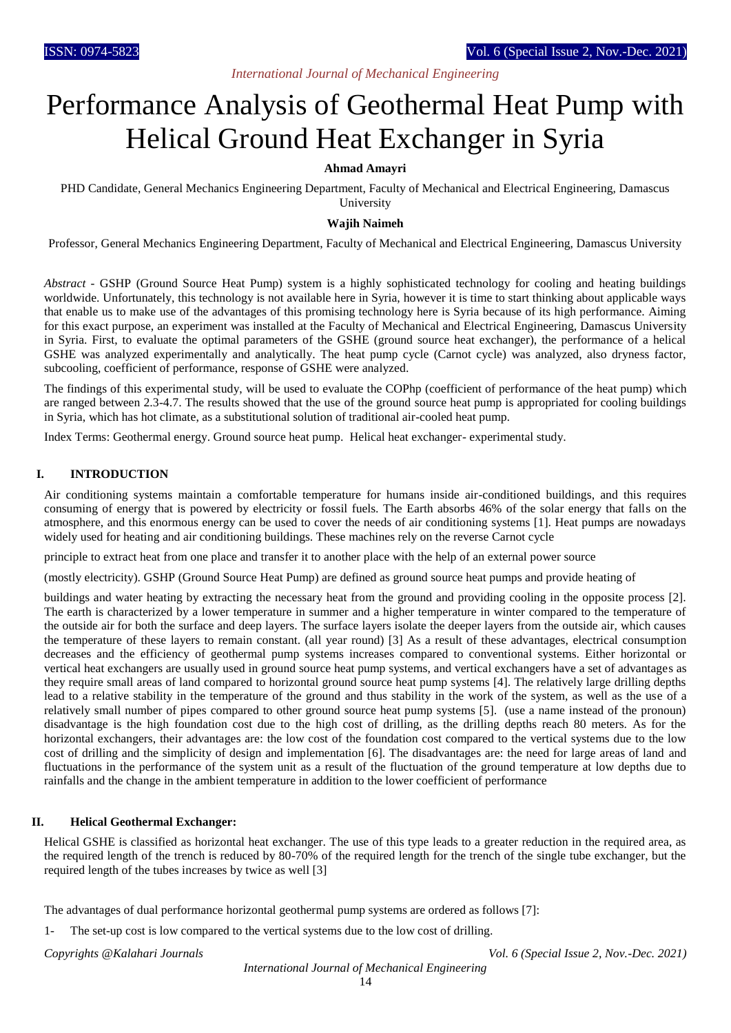# Performance Analysis of Geothermal Heat Pump with Helical Ground Heat Exchanger in Syria

**Ahmad Amayri**

PHD Candidate, General Mechanics Engineering Department, Faculty of Mechanical and Electrical Engineering, Damascus University

**Wajih Naimeh**

Professor, General Mechanics Engineering Department, Faculty of Mechanical and Electrical Engineering, Damascus University

*Abstract* - GSHP (Ground Source Heat Pump) system is a highly sophisticated technology for cooling and heating buildings worldwide. Unfortunately, this technology is not available here in Syria, however it is time to start thinking about applicable ways that enable us to make use of the advantages of this promising technology here is Syria because of its high performance. Aiming for this exact purpose, an experiment was installed at the Faculty of Mechanical and Electrical Engineering, Damascus University in Syria. First, to evaluate the optimal parameters of the GSHE (ground source heat exchanger), the performance of a helical GSHE was analyzed experimentally and analytically. The heat pump cycle (Carnot cycle) was analyzed, also dryness factor, subcooling, coefficient of performance, response of GSHE were analyzed.

The findings of this experimental study, will be used to evaluate the COPhp (coefficient of performance of the heat pump) which are ranged between 2.3-4.7. The results showed that the use of the ground source heat pump is appropriated for cooling buildings in Syria, which has hot climate, as a substitutional solution of traditional air-cooled heat pump.

Index Terms: Geothermal energy. Ground source heat pump. Helical heat exchanger- experimental study.

## I. INTRODUCTION

Air conditioning systems maintain a comfortable temperature for humans inside air-conditioned buildings, and this requires consuming of energy that is powered by electricity or fossil fuels. The Earth absorbs 46% of the solar energy that falls on the atmosphere, and this enormous energy can be used to cover the needs of air conditioning systems [1]. Heat pumps are nowadays widely used for heating and air conditioning buildings. These machines rely on the reverse Carnot cycle

principle to extract heat from one place and transfer it to another place with the help of an external power source

(mostly electricity). GSHP (Ground Source Heat Pump) are defined as ground source heat pumps and provide heating of

buildings and water heating by extracting the necessary heat from the ground and providing cooling in the opposite process [2]. The earth is characterized by a lower temperature in summer and a higher temperature in winter compared to the temperature of the outside air for both the surface and deep layers. The surface layers isolate the deeper layers from the outside air, which causes the temperature of these layers to remain constant. (all year round) [3] As a result of these advantages, electrical consumption decreases and the efficiency of geothermal pump systems increases compared to conventional systems. Either horizontal or vertical heat exchangers are usually used in ground source heat pump systems, and vertical exchangers have a set of advantages as they require small areas of land compared to horizontal ground source heat pump systems [4]. The relatively large drilling depths lead to a relative stability in the temperature of the ground and thus stability in the work of the system, as well as the use of a relatively small number of pipes compared to other ground source heat pump systems [5]. (use a name instead of the pronoun) disadvantage is the high foundation cost due to the high cost of drilling, as the drilling depths reach 80 meters. As for the horizontal exchangers, their advantages are: the low cost of the foundation cost compared to the vertical systems due to the low cost of drilling and the simplicity of design and implementation [6]. The disadvantages are: the need for large areas of land and fluctuations in the performance of the system unit as a result of the fluctuation of the ground temperature at low depths due to rainfalls and the change in the ambient temperature in addition to the lower coefficient of performance

## II. Helical Geothermal Exchanger:

Helical GSHE is classified as horizontal heat exchanger. The use of this type leads to a greater reduction in the required area, as the required length of the trench is reduced by 80-70% of the required length for the trench of the single tube exchanger, but the required length of the tubes increases by twice as well [3]

The advantages of dual performance horizontal geothermal pump systems are ordered as follows [7]:

1- The set-up cost is low compared to the vertical systems due to the low cost of drilling.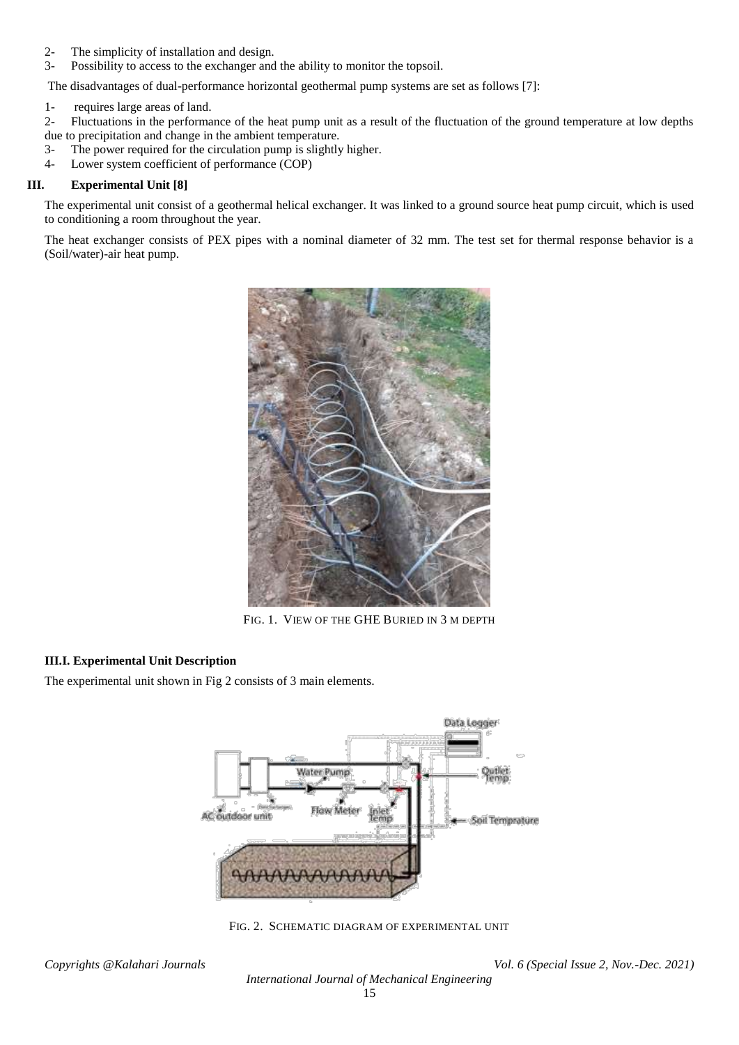2- The simplicity of installation and design.
3- Possibility to access to the exchanger and the ability to monitor the topsoil.

The disadvantages of dual-performance horizontal geothermal pump systems are set as follows [7]:

1- requires large areas of land.
2- Fluctuations in the performance of the heat pump unit as a result of the fluctuation of the ground temperature at low depths due to precipitation and change in the ambient temperature.
3- The power required for the circulation pump is slightly higher.
4- Lower system coefficient of performance (COP)

## III. Experimental Unit [8]

The experimental unit consist of a geothermal helical exchanger. It was linked to a ground source heat pump circuit, which is used to conditioning a room throughout the year.

The heat exchanger consists of PEX pipes with a nominal diameter of 32 mm. The test set for thermal response behavior is a (Soil/water)-air heat pump.

FIG. 1. VIEW OF THE GHE BURIED IN 3 M DEPTH

### III.I. Experimental Unit Description

The experimental unit shown in Fig 2 consists of 3 main elements.

FIG. 2. SCHEMATIC DIAGRAM OF EXPERIMENTAL UNIT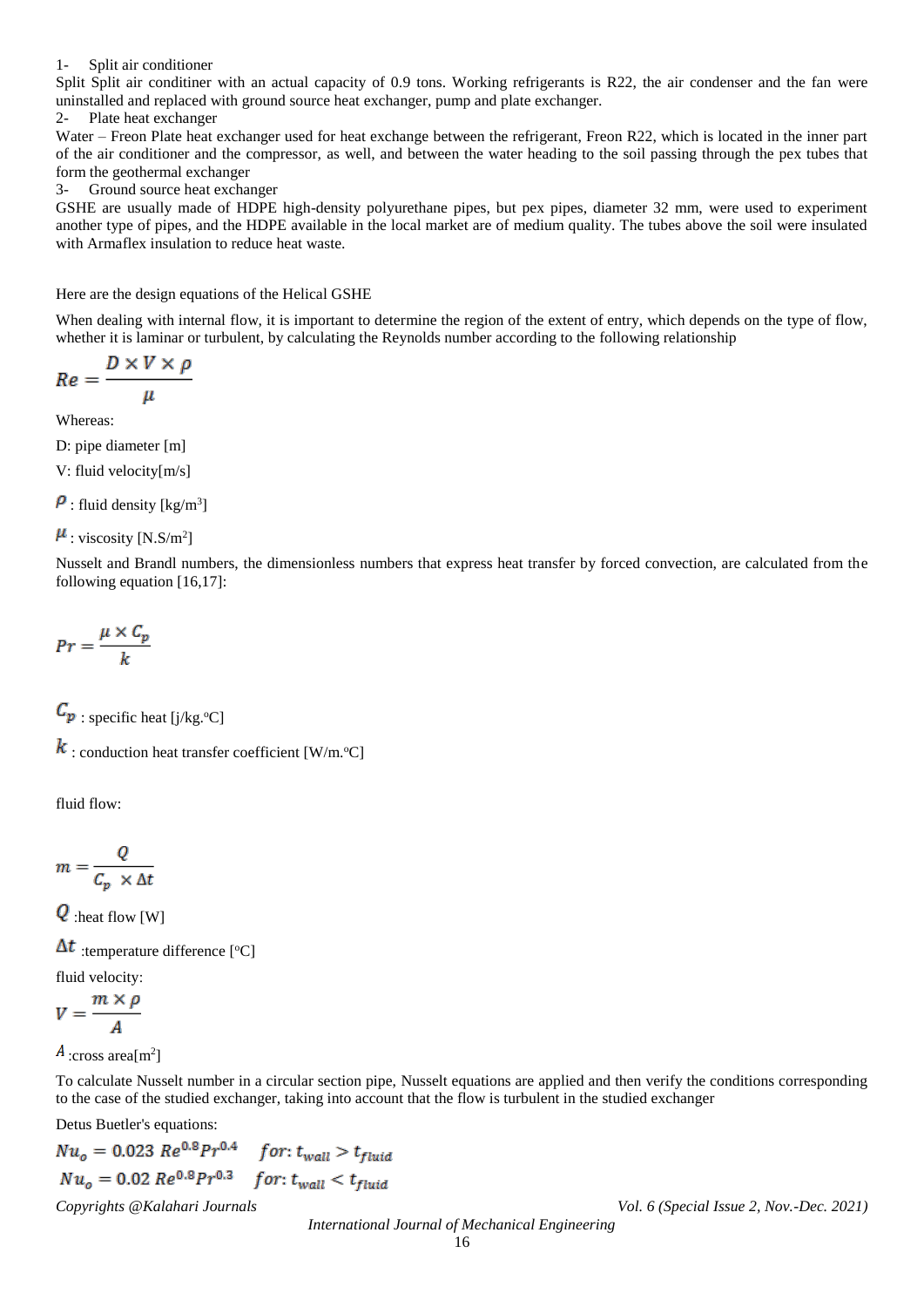1- Split air conditioner

Split Split air conditiner with an actual capacity of 0.9 tons. Working refrigerants is R22, the air condenser and the fan were uninstalled and replaced with ground source heat exchanger, pump and plate exchanger.

2- Plate heat exchanger

Water – Freon Plate heat exchanger used for heat exchange between the refrigerant, Freon R22, which is located in the inner part of the air conditioner and the compressor, as well, and between the water heading to the soil passing through the pex tubes that form the geothermal exchanger

3- Ground source heat exchanger

GSHE are usually made of HDPE high-density polyurethane pipes, but pex pipes, diameter 32 mm, were used to experiment another type of pipes, and the HDPE available in the local market are of medium quality. The tubes above the soil were insulated with Armaflex insulation to reduce heat waste.

Here are the design equations of the Helical GSHE

When dealing with internal flow, it is important to determine the region of the extent of entry, which depends on the type of flow, whether it is laminar or turbulent, by calculating the Reynolds number according to the following relationship

$$Re = \frac{D \times V \times \rho}{\mu}$$

Whereas:

D: pipe diameter [m]

V: fluid velocity[m/s]

$\rho$ : fluid density [kg/m$^3$]

$\mu$ : viscosity [N.S/m$^2$]

Nusselt and Brandl numbers, the dimensionless numbers that express heat transfer by forced convection, are calculated from the following equation [16,17]:

$$Pr = \frac{\mu \times C_p}{k}$$

$C_p$ : specific heat [j/kg.°C]

$k$ : conduction heat transfer coefficient [W/m.°C]

fluid flow:

$$m = \frac{Q}{C_p \times \Delta t}$$

$Q$ :heat flow [W]

$\Delta t$ :temperature difference [°C]

fluid velocity:

$$V = \frac{m \times \rho}{A}$$

$A$ :cross area[m$^2$]

To calculate Nusselt number in a circular section pipe, Nusselt equations are applied and then verify the conditions corresponding to the case of the studied exchanger, taking into account that the flow is turbulent in the studied exchanger

Detus Buetler's equations:

$$Nu_o = 0.023\ Re^{0.8} Pr^{0.4} \quad for: t_{wall} > t_{fluid}$$

$$Nu_o = 0.02\ Re^{0.8} Pr^{0.3} \quad for: t_{wall} < t_{fluid}$$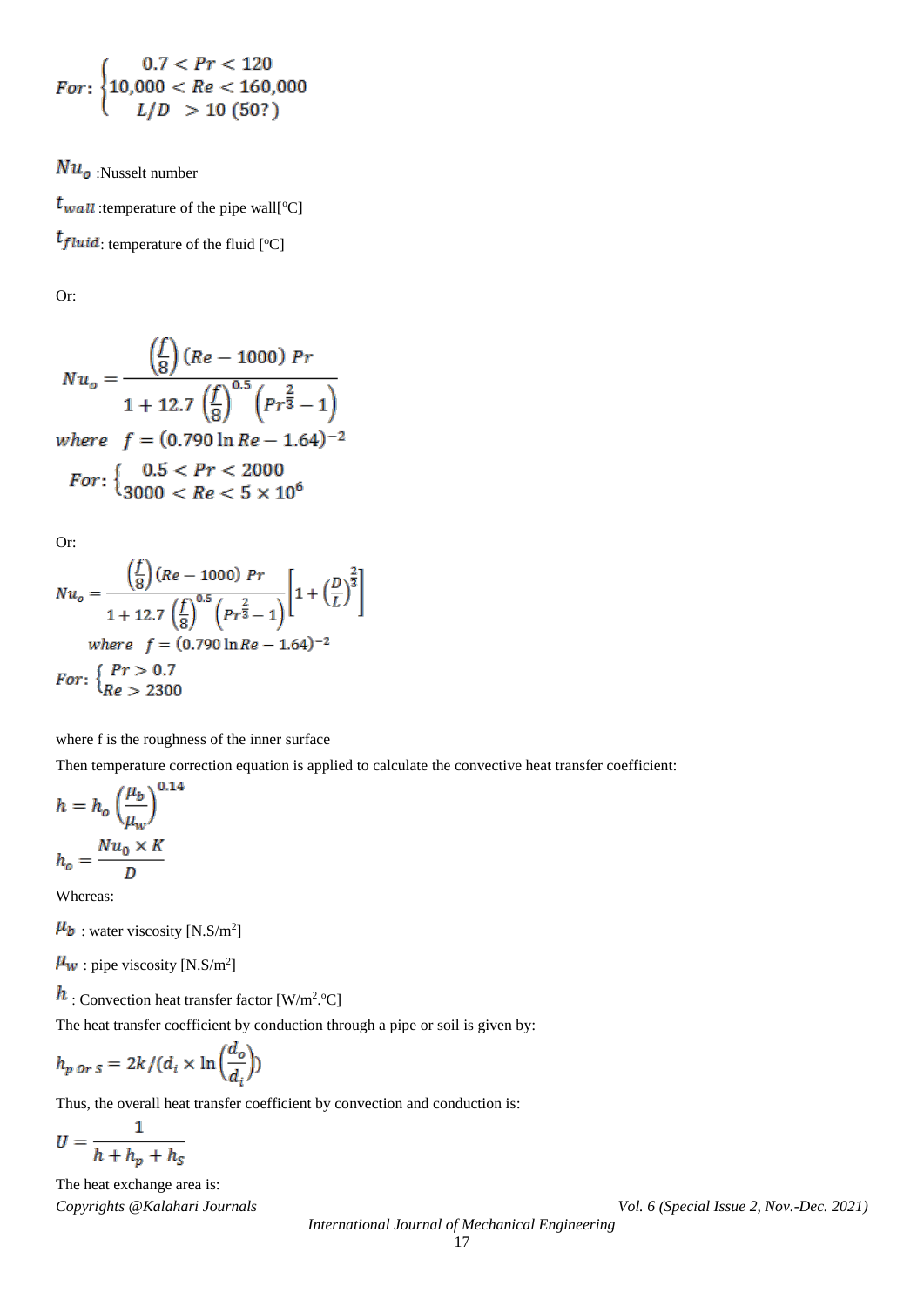$$For: \begin{cases} 0.7 < Pr < 120 \\ 10{,}000 < Re < 160{,}000 \\ L/D \ > 10\ (50?) \end{cases}$$

$Nu_o$ :Nusselt number

$t_{wall}$ :temperature of the pipe wall[ºC]

$t_{fluid}$: temperature of the fluid [ºC]

Or:

$$Nu_o = \frac{\left(\frac{f}{8}\right)(Re - 1000)\ Pr}{1 + 12.7\left(\frac{f}{8}\right)^{0.5}\left(Pr^{\frac{2}{3}} - 1\right)}$$

$$where \quad f = (0.790 \ln Re - 1.64)^{-2}$$

$$For: \begin{cases} 0.5 < Pr < 2000 \\ 3000 < Re < 5 \times 10^6 \end{cases}$$

Or:

$$Nu_o = \frac{\left(\frac{f}{8}\right)(Re - 1000)\ Pr}{1 + 12.7\left(\frac{f}{8}\right)^{0.5}\left(Pr^{\frac{2}{3}} - 1\right)}\left[1 + \left(\frac{D}{L}\right)^{\frac{2}{3}}\right]$$

$$where \quad f = (0.790 \ln Re - 1.64)^{-2}$$

$$For: \begin{cases} Pr > 0.7 \\ Re > 2300 \end{cases}$$

where f is the roughness of the inner surface

Then temperature correction equation is applied to calculate the convective heat transfer coefficient:

$$h = h_o\left(\frac{\mu_b}{\mu_w}\right)^{0.14}$$

$$h_o = \frac{Nu_0 \times K}{D}$$

Whereas:

$\mu_b$ : water viscosity [N.S/m$^2$]

$\mu_w$ : pipe viscosity [N.S/m$^2$]

$h$ : Convection heat transfer factor [W/m$^2$.ºC]

The heat transfer coefficient by conduction through a pipe or soil is given by:

$$h_{p\ or\ s} = 2k/\left(d_i \times \ln\left(\frac{d_o}{d_i}\right)\right)$$

Thus, the overall heat transfer coefficient by convection and conduction is:

$$U = \frac{1}{h + h_p + h_s}$$

The heat exchange area is: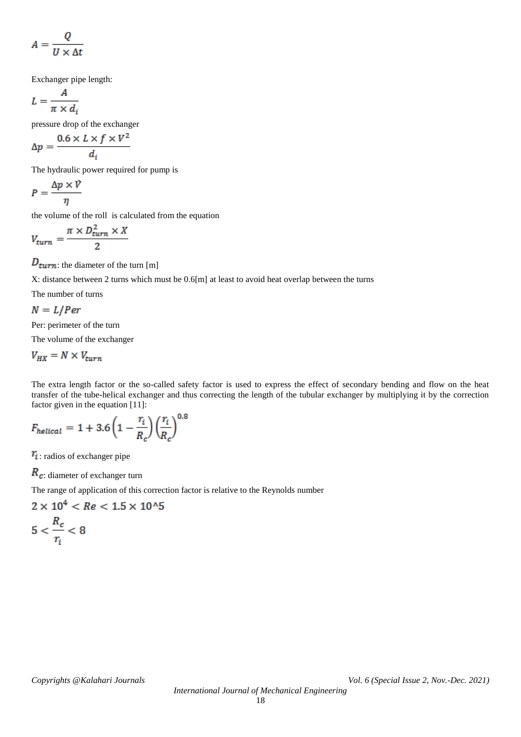$$A = \frac{Q}{U \times \Delta t}$$

Exchanger pipe length:

$$L = \frac{A}{\pi \times d_i}$$

pressure drop of the exchanger

$$\Delta p = \frac{0.6 \times L \times f \times V^2}{d_i}$$

The hydraulic power required for pump is

$$P = \frac{\Delta p \times \dot{V}}{\eta}$$

the volume of the roll is calculated from the equation

$$V_{turn} = \frac{\pi \times D_{turn}^2 \times X}{2}$$

$D_{turn}$: the diameter of the turn [m]

X: distance between 2 turns which must be 0.6[m] at least to avoid heat overlap between the turns

The number of turns

$$N = L/Per$$

Per: perimeter of the turn

The volume of the exchanger

$$V_{HX} = N \times V_{turn}$$

The extra length factor or the so-called safety factor is used to express the effect of secondary bending and flow on the heat transfer of the tube-helical exchanger and thus correcting the length of the tubular exchanger by multiplying it by the correction factor given in the equation [11]:

$$F_{helical} = 1 + 3.6\left(1 - \frac{r_i}{R_c}\right)\left(\frac{r_i}{R_c}\right)^{0.8}$$

$r_i$: radios of exchanger pipe

$R_c$: diameter of exchanger turn

The range of application of this correction factor is relative to the Reynolds number

$$2 \times 10^4 < Re < 1.5 \times 10^5$$

$$5 < \frac{R_c}{r_i} < 8$$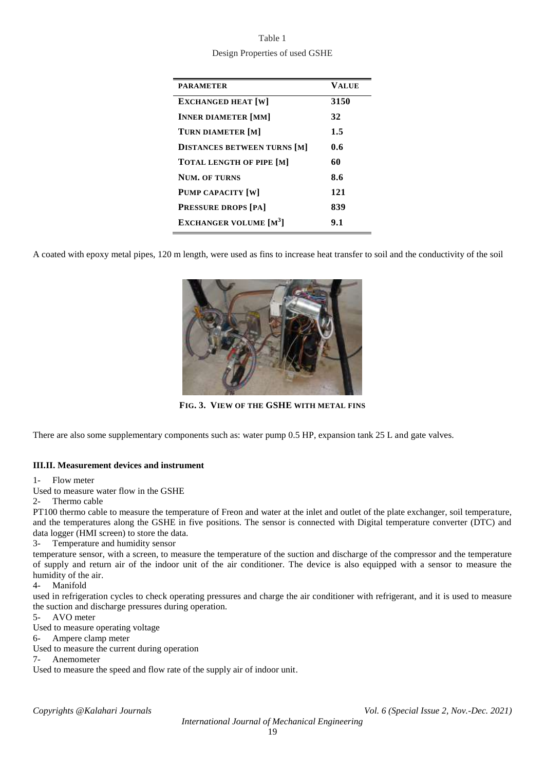Table 1

Design Properties of used GSHE

| PARAMETER | VALUE |
|---|---|
| EXCHANGED HEAT [W] | 3150 |
| INNER DIAMETER [MM] | 32 |
| TURN DIAMETER [M] | 1.5 |
| DISTANCES BETWEEN TURNS [M] | 0.6 |
| TOTAL LENGTH OF PIPE [M] | 60 |
| NUM. OF TURNS | 8.6 |
| PUMP CAPACITY [W] | 121 |
| PRESSURE DROPS [PA] | 839 |
| EXCHANGER VOLUME [$M^3$] | 9.1 |

A coated with epoxy metal pipes, 120 m length, were used as fins to increase heat transfer to soil and the conductivity of the soil

**FIG. 3. VIEW OF THE GSHE WITH METAL FINS**

There are also some supplementary components such as: water pump 0.5 HP, expansion tank 25 L and gate valves.

### III.II. Measurement devices and instrument

1- Flow meter

Used to measure water flow in the GSHE

2- Thermo cable

PT100 thermo cable to measure the temperature of Freon and water at the inlet and outlet of the plate exchanger, soil temperature, and the temperatures along the GSHE in five positions. The sensor is connected with Digital temperature converter (DTC) and data logger (HMI screen) to store the data.

3- Temperature and humidity sensor

temperature sensor, with a screen, to measure the temperature of the suction and discharge of the compressor and the temperature of supply and return air of the indoor unit of the air conditioner. The device is also equipped with a sensor to measure the humidity of the air.

4- Manifold

used in refrigeration cycles to check operating pressures and charge the air conditioner with refrigerant, and it is used to measure the suction and discharge pressures during operation.

5- AVO meter

Used to measure operating voltage

6- Ampere clamp meter

Used to measure the current during operation

7- Anemometer

Used to measure the speed and flow rate of the supply air of indoor unit.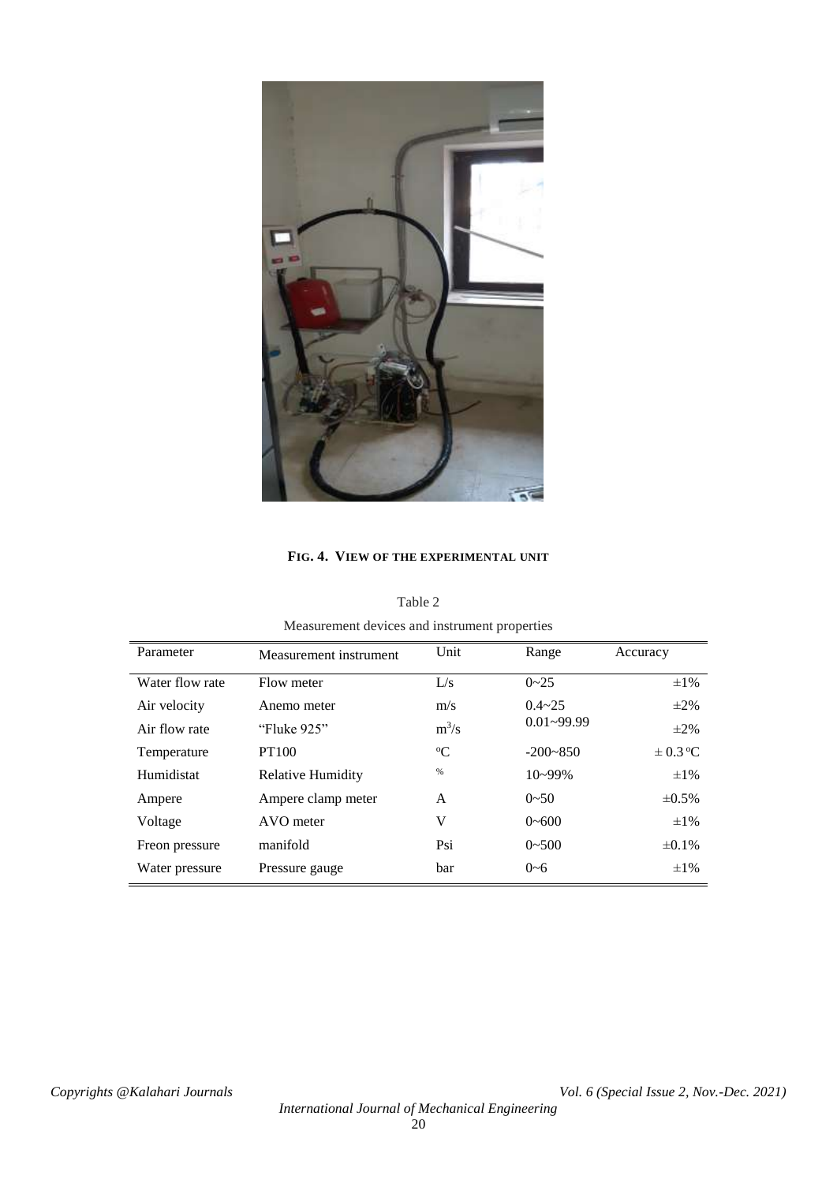**FIG. 4. VIEW OF THE EXPERIMENTAL UNIT**

Table 2

Measurement devices and instrument properties

| Parameter | Measurement instrument | Unit | Range | Accuracy |
|---|---|---|---|---|
| Water flow rate | Flow meter | L/s | 0~25 | ±1% |
| Air velocity | Anemo meter | m/s | 0.4~25 | ±2% |
| Air flow rate | "Fluke 925" | $m^3/s$ | 0.01~99.99 | ±2% |
| Temperature | PT100 | ºC | -200~850 | ± 0.3 ºC |
| Humidistat | Relative Humidity | % | 10~99% | ±1% |
| Ampere | Ampere clamp meter | A | 0~50 | ±0.5% |
| Voltage | AVO meter | V | 0~600 | ±1% |
| Freon pressure | manifold | Psi | 0~500 | ±0.1% |
| Water pressure | Pressure gauge | bar | 0~6 | ±1% |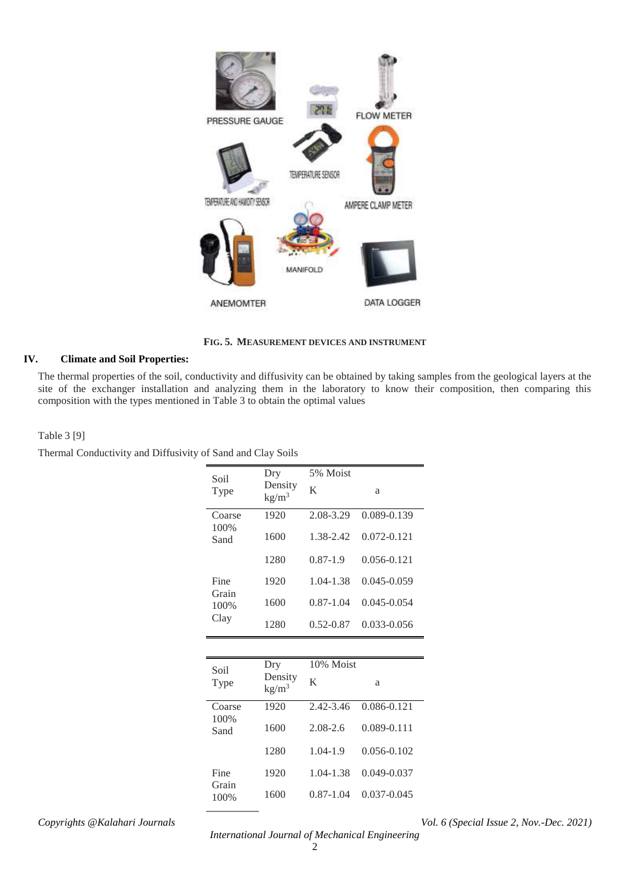**FIG. 5. MEASUREMENT DEVICES AND INSTRUMENT**

## IV. Climate and Soil Properties:

The thermal properties of the soil, conductivity and diffusivity can be obtained by taking samples from the geological layers at the site of the exchanger installation and analyzing them in the laboratory to know their composition, then comparing this composition with the types mentioned in Table 3 to obtain the optimal values

Table 3 [9]

Thermal Conductivity and Diffusivity of Sand and Clay Soils

| Soil Type | Dry Density $kg/m^3$ | 5% Moist K | a |
|---|---|---|---|
| Coarse 100% Sand | 1920 | 2.08-3.29 | 0.089-0.139 |
| | 1600 | 1.38-2.42 | 0.072-0.121 |
| | 1280 | 0.87-1.9 | 0.056-0.121 |
| Fine Grain 100% Clay | 1920 | 1.04-1.38 | 0.045-0.059 |
| | 1600 | 0.87-1.04 | 0.045-0.054 |
| | 1280 | 0.52-0.87 | 0.033-0.056 |

| Soil Type | Dry Density $kg/m^3$ | 10% Moist K | a |
|---|---|---|---|
| Coarse 100% Sand | 1920 | 2.42-3.46 | 0.086-0.121 |
| | 1600 | 2.08-2.6 | 0.089-0.111 |
| | 1280 | 1.04-1.9 | 0.056-0.102 |
| Fine Grain 100% | 1920 | 1.04-1.38 | 0.049-0.037 |
| | 1600 | 0.87-1.04 | 0.037-0.045 |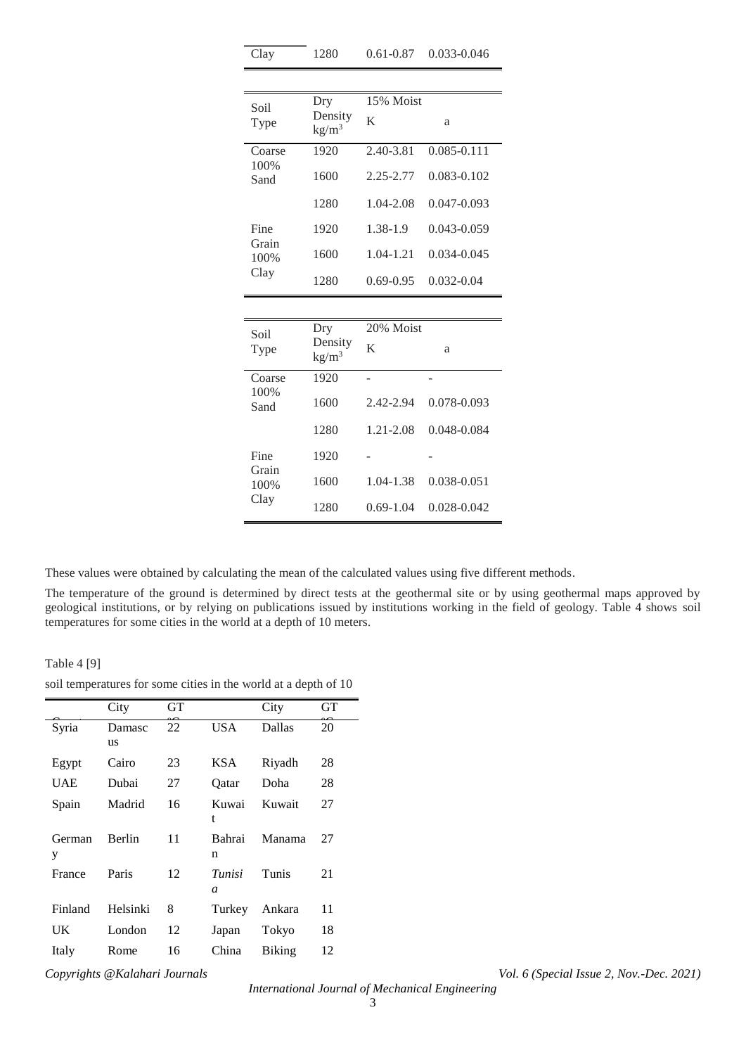| Clay | 1280 | 0.61-0.87 | 0.033-0.046 |
|---|---|---|---|

| Soil Type | Dry Density kg/m$^3$ | 15% Moist K | a |
|---|---|---|---|
| Coarse 100% Sand | 1920 | 2.40-3.81 | 0.085-0.111 |
| | 1600 | 2.25-2.77 | 0.083-0.102 |
| | 1280 | 1.04-2.08 | 0.047-0.093 |
| Fine Grain 100% Clay | 1920 | 1.38-1.9 | 0.043-0.059 |
| | 1600 | 1.04-1.21 | 0.034-0.045 |
| | 1280 | 0.69-0.95 | 0.032-0.04 |

| Soil Type | Dry Density kg/m$^3$ | 20% Moist K | a |
|---|---|---|---|
| Coarse 100% Sand | 1920 | - | - |
| | 1600 | 2.42-2.94 | 0.078-0.093 |
| | 1280 | 1.21-2.08 | 0.048-0.084 |
| Fine Grain 100% Clay | 1920 | - | - |
| | 1600 | 1.04-1.38 | 0.038-0.051 |
| | 1280 | 0.69-1.04 | 0.028-0.042 |

These values were obtained by calculating the mean of the calculated values using five different methods.

The temperature of the ground is determined by direct tests at the geothermal site or by using geothermal maps approved by geological institutions, or by relying on publications issued by institutions working in the field of geology. Table 4 shows soil temperatures for some cities in the world at a depth of 10 meters.

Table 4 [9]

soil temperatures for some cities in the world at a depth of 10

| Country | City | GT °C | Country | City | GT °C |
|---|---|---|---|---|---|
| Syria | Damascus | 22 | USA | Dallas | 20 |
| Egypt | Cairo | 23 | KSA | Riyadh | 28 |
| UAE | Dubai | 27 | Qatar | Doha | 28 |
| Spain | Madrid | 16 | Kuwait | Kuwait | 27 |
| Germany | Berlin | 11 | Bahrain | Manama | 27 |
| France | Paris | 12 | *Tunisia* | Tunis | 21 |
| Finland | Helsinki | 8 | Turkey | Ankara | 11 |
| UK | London | 12 | Japan | Tokyo | 18 |
| Italy | Rome | 16 | China | Biking | 12 |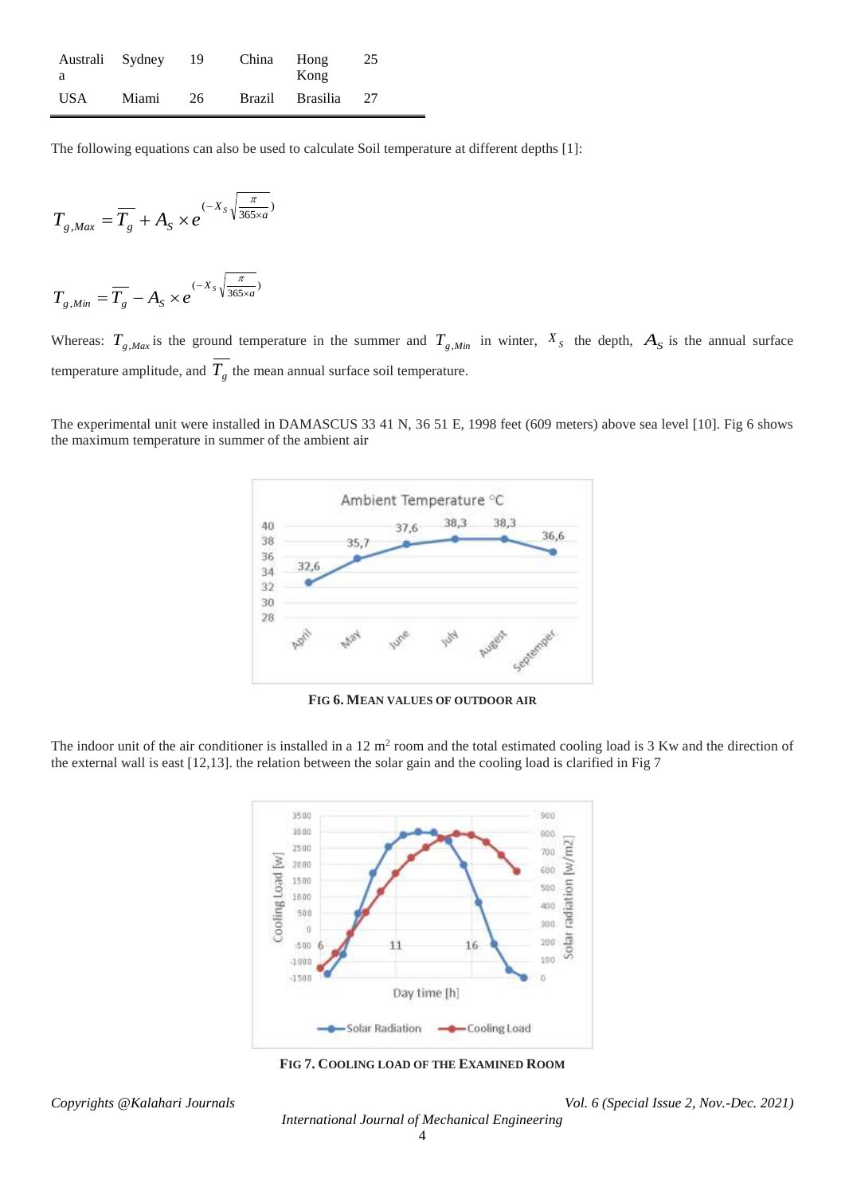| Australia | Sydney | 19 | China | Hong Kong | 25 |
|---|---|---|---|---|---|
| USA | Miami | 26 | Brazil | Brasilia | 27 |

The following equations can also be used to calculate Soil temperature at different depths [1]:

$$T_{g,Max} = \overline{T_g} + A_S \times e^{\left(-X_S \sqrt{\frac{\pi}{365 \times a}}\right)}$$

$$T_{g,Min} = \overline{T_g} - A_S \times e^{\left(-X_S \sqrt{\frac{\pi}{365 \times a}}\right)}$$

Whereas: $T_{g,Max}$ is the ground temperature in the summer and $T_{g,Min}$ in winter, $X_S$ the depth, $A_S$ is the annual surface temperature amplitude, and $\overline{T_g}$ the mean annual surface soil temperature.

The experimental unit were installed in DAMASCUS 33 41 N, 36 51 E, 1998 feet (609 meters) above sea level [10]. Fig 6 shows the maximum temperature in summer of the ambient air

**FIG 6. MEAN VALUES OF OUTDOOR AIR**

The indoor unit of the air conditioner is installed in a 12 m² room and the total estimated cooling load is 3 Kw and the direction of the external wall is east [12,13]. the relation between the solar gain and the cooling load is clarified in Fig 7

**FIG 7. COOLING LOAD OF THE EXAMINED ROOM**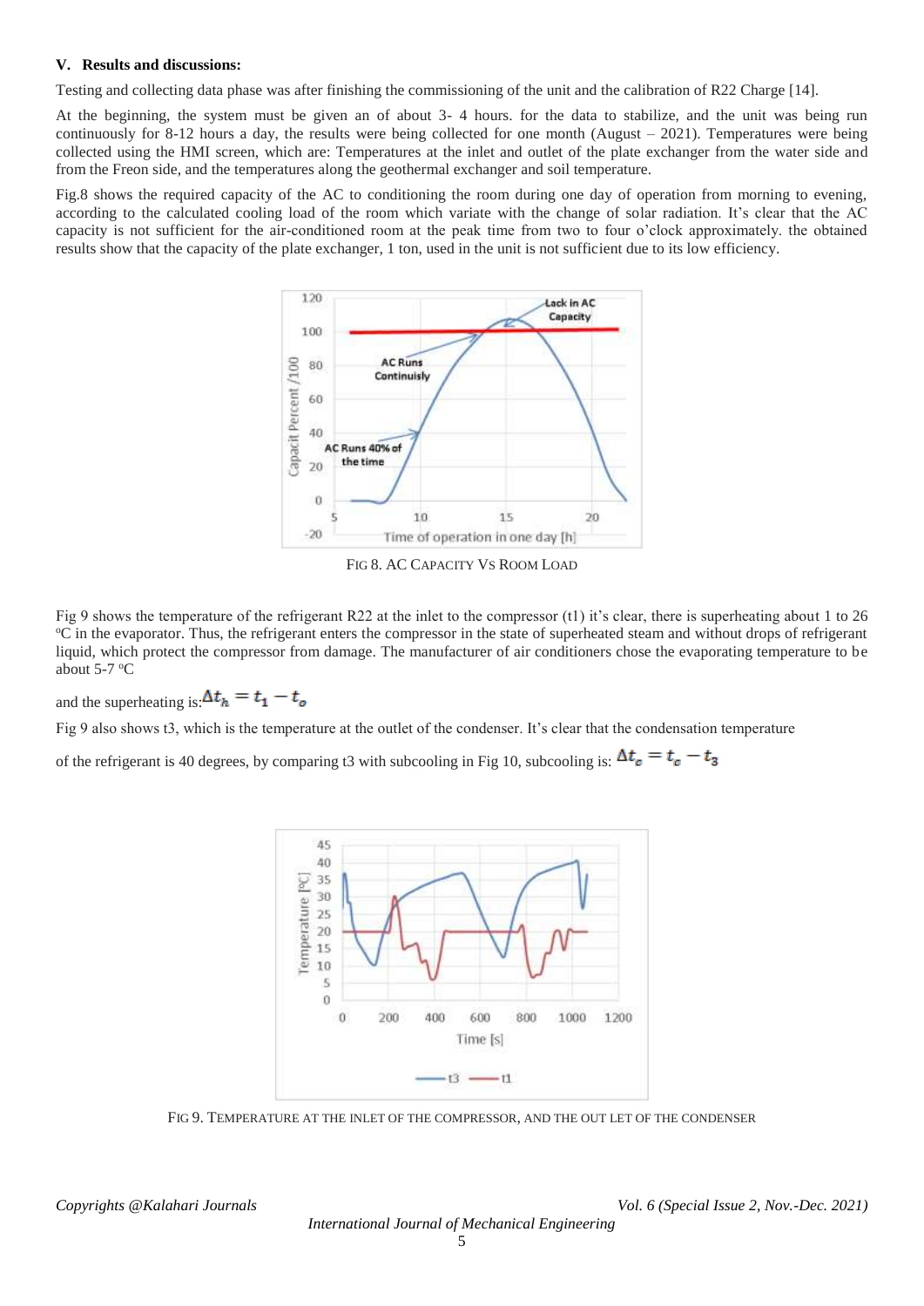### V. Results and discussions:

Testing and collecting data phase was after finishing the commissioning of the unit and the calibration of R22 Charge [14].

At the beginning, the system must be given an of about 3- 4 hours. for the data to stabilize, and the unit was being run continuously for 8-12 hours a day, the results were being collected for one month (August – 2021). Temperatures were being collected using the HMI screen, which are: Temperatures at the inlet and outlet of the plate exchanger from the water side and from the Freon side, and the temperatures along the geothermal exchanger and soil temperature.

Fig.8 shows the required capacity of the AC to conditioning the room during one day of operation from morning to evening, according to the calculated cooling load of the room which variate with the change of solar radiation. It's clear that the AC capacity is not sufficient for the air-conditioned room at the peak time from two to four o'clock approximately. the obtained results show that the capacity of the plate exchanger, 1 ton, used in the unit is not sufficient due to its low efficiency.

FIG 8. AC CAPACITY VS ROOM LOAD

Fig 9 shows the temperature of the refrigerant R22 at the inlet to the compressor (t1) it's clear, there is superheating about 1 to 26 ºC in the evaporator. Thus, the refrigerant enters the compressor in the state of superheated steam and without drops of refrigerant liquid, which protect the compressor from damage. The manufacturer of air conditioners chose the evaporating temperature to be about 5-7 ºC

and the superheating is: $\Delta t_h = t_1 - t_o$

Fig 9 also shows t3, which is the temperature at the outlet of the condenser. It's clear that the condensation temperature of the refrigerant is 40 degrees, by comparing t3 with subcooling in Fig 10, subcooling is: $\Delta t_c = t_c - t_3$

FIG 9. TEMPERATURE AT THE INLET OF THE COMPRESSOR, AND THE OUT LET OF THE CONDENSER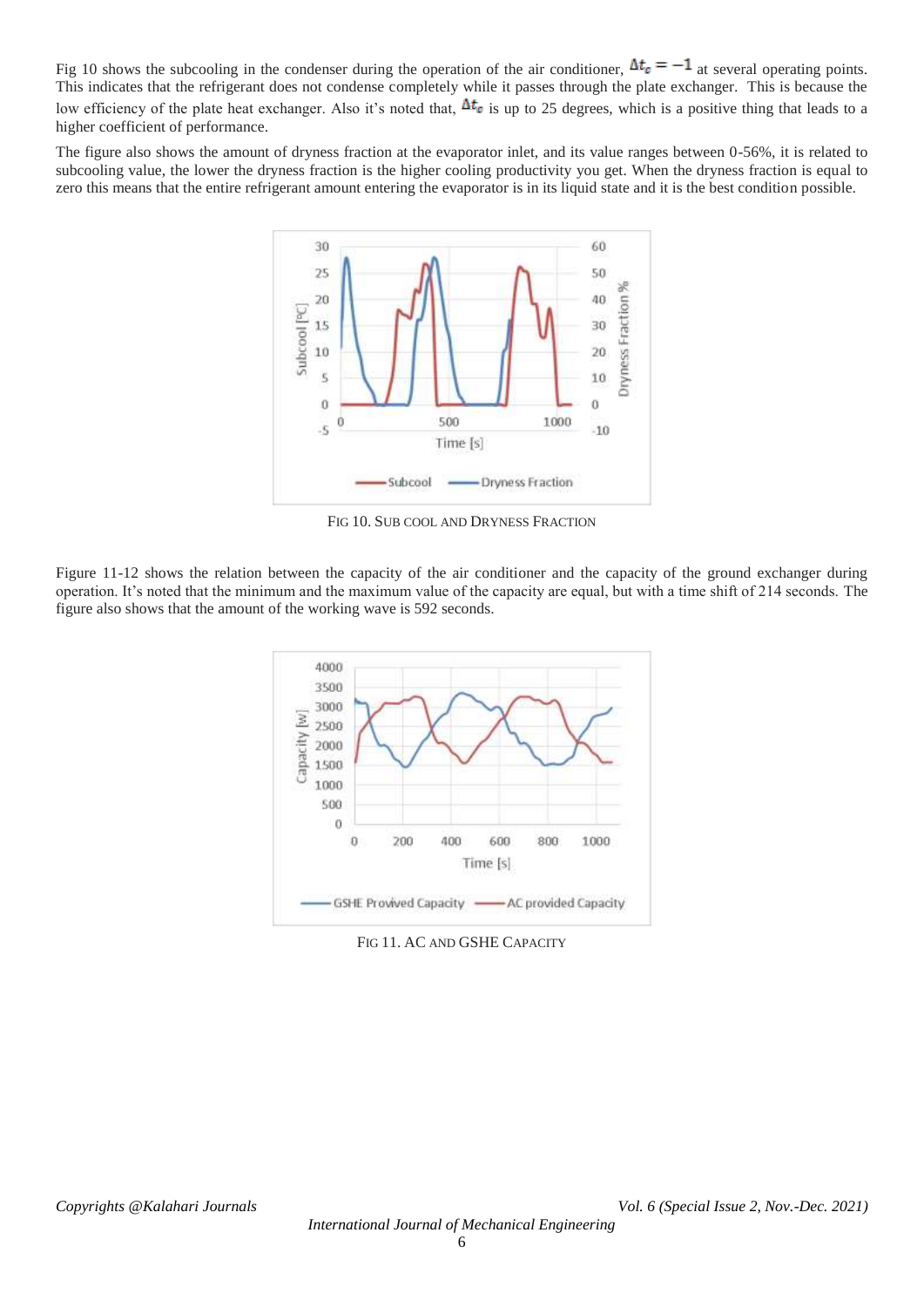Fig 10 shows the subcooling in the condenser during the operation of the air conditioner, $\Delta t_c = -1$ at several operating points. This indicates that the refrigerant does not condense completely while it passes through the plate exchanger. This is because the low efficiency of the plate heat exchanger. Also it's noted that, $\Delta t_c$ is up to 25 degrees, which is a positive thing that leads to a higher coefficient of performance.

The figure also shows the amount of dryness fraction at the evaporator inlet, and its value ranges between 0-56%, it is related to subcooling value, the lower the dryness fraction is the higher cooling productivity you get. When the dryness fraction is equal to zero this means that the entire refrigerant amount entering the evaporator is in its liquid state and it is the best condition possible.

FIG 10. SUB COOL AND DRYNESS FRACTION

Figure 11-12 shows the relation between the capacity of the air conditioner and the capacity of the ground exchanger during operation. It's noted that the minimum and the maximum value of the capacity are equal, but with a time shift of 214 seconds. The figure also shows that the amount of the working wave is 592 seconds.

FIG 11. AC AND GSHE CAPACITY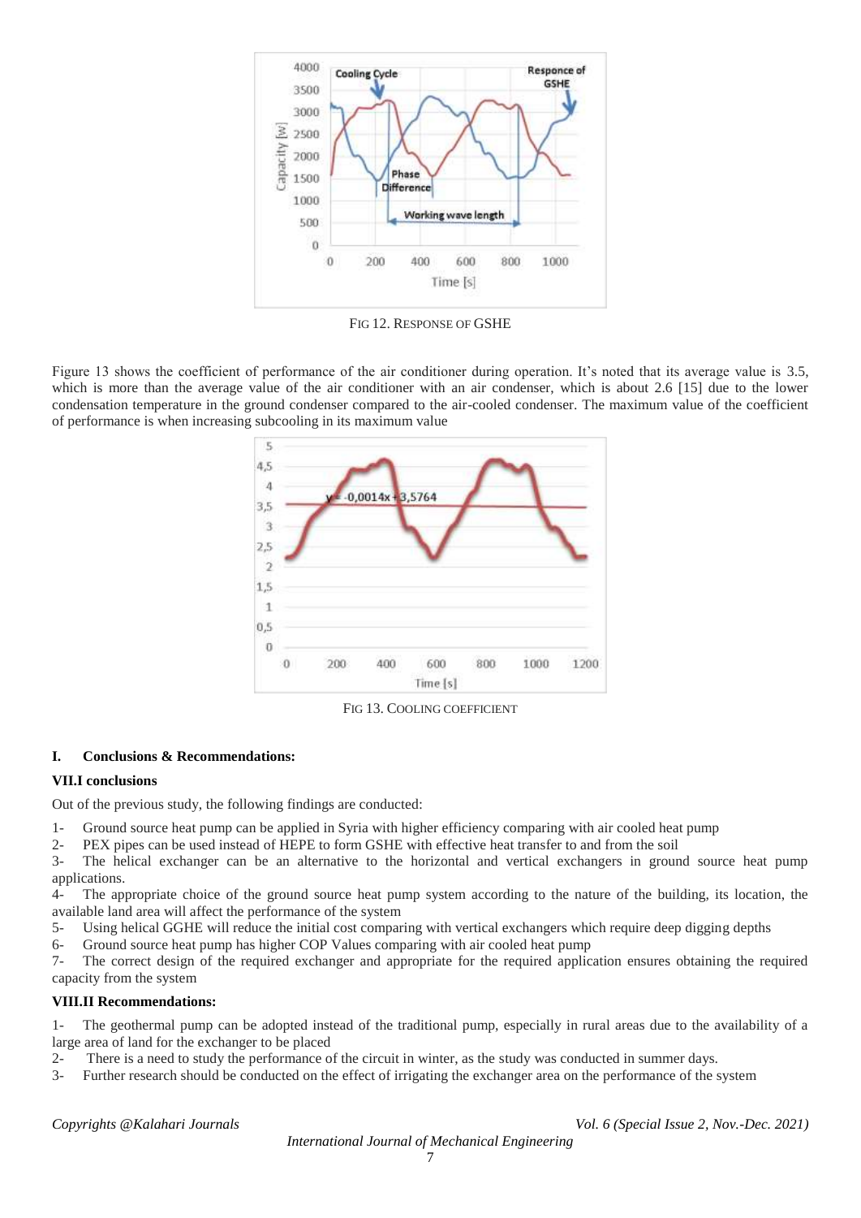FIG 12. RESPONSE OF GSHE

Figure 13 shows the coefficient of performance of the air conditioner during operation. It's noted that its average value is 3.5, which is more than the average value of the air conditioner with an air condenser, which is about 2.6 [15] due to the lower condensation temperature in the ground condenser compared to the air-cooled condenser. The maximum value of the coefficient of performance is when increasing subcooling in its maximum value

FIG 13. COOLING COEFFICIENT

## I. Conclusions & Recommendations:

### VII.I conclusions

Out of the previous study, the following findings are conducted:

1- Ground source heat pump can be applied in Syria with higher efficiency comparing with air cooled heat pump
2- PEX pipes can be used instead of HEPE to form GSHE with effective heat transfer to and from the soil
3- The helical exchanger can be an alternative to the horizontal and vertical exchangers in ground source heat pump applications.
4- The appropriate choice of the ground source heat pump system according to the nature of the building, its location, the available land area will affect the performance of the system
5- Using helical GGHE will reduce the initial cost comparing with vertical exchangers which require deep digging depths
6- Ground source heat pump has higher COP Values comparing with air cooled heat pump
7- The correct design of the required exchanger and appropriate for the required application ensures obtaining the required capacity from the system

### VIII.II Recommendations:

1- The geothermal pump can be adopted instead of the traditional pump, especially in rural areas due to the availability of a large area of land for the exchanger to be placed
2- There is a need to study the performance of the circuit in winter, as the study was conducted in summer days.
3- Further research should be conducted on the effect of irrigating the exchanger area on the performance of the system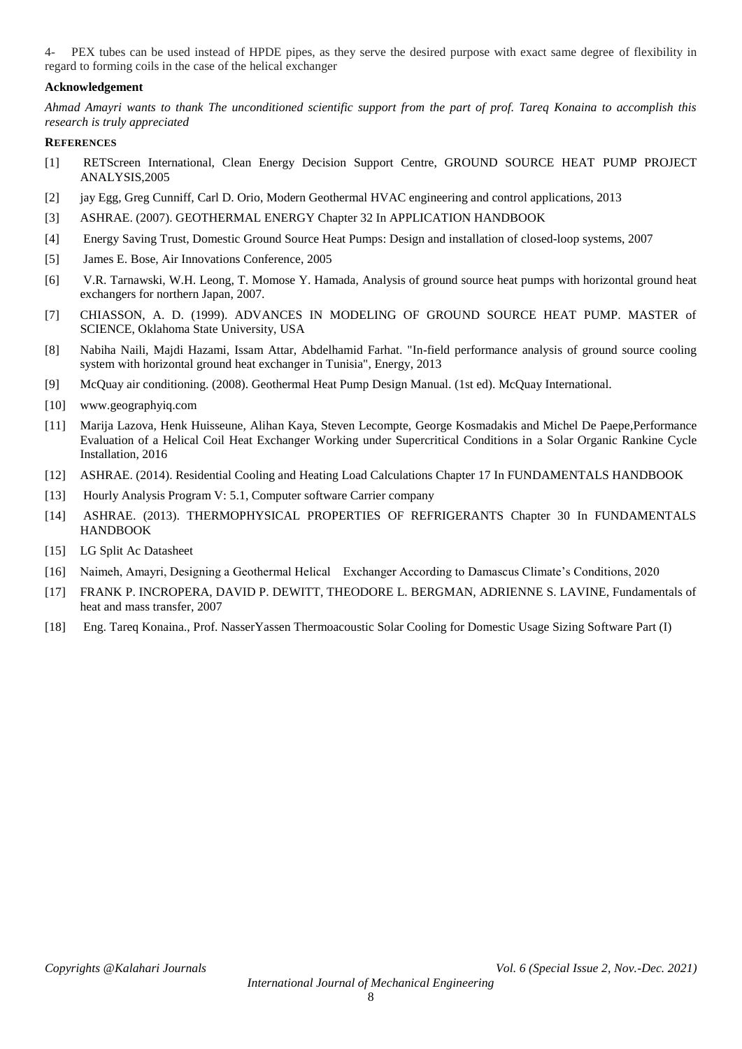4- PEX tubes can be used instead of HPDE pipes, as they serve the desired purpose with exact same degree of flexibility in regard to forming coils in the case of the helical exchanger

**Acknowledgement**

*Ahmad Amayri wants to thank The unconditioned scientific support from the part of prof. Tareq Konaina to accomplish this research is truly appreciated*

**REFERENCES**

[1] RETScreen International, Clean Energy Decision Support Centre, GROUND SOURCE HEAT PUMP PROJECT ANALYSIS,2005

[2] jay Egg, Greg Cunniff, Carl D. Orio, Modern Geothermal HVAC engineering and control applications, 2013

[3] ASHRAE. (2007). GEOTHERMAL ENERGY Chapter 32 In APPLICATION HANDBOOK

[4] Energy Saving Trust, Domestic Ground Source Heat Pumps: Design and installation of closed-loop systems, 2007

[5] James E. Bose, Air Innovations Conference, 2005

[6] V.R. Tarnawski, W.H. Leong, T. Momose Y. Hamada, Analysis of ground source heat pumps with horizontal ground heat exchangers for northern Japan, 2007.

[7] CHIASSON, A. D. (1999). ADVANCES IN MODELING OF GROUND SOURCE HEAT PUMP. MASTER of SCIENCE, Oklahoma State University, USA

[8] Nabiha Naili, Majdi Hazami, Issam Attar, Abdelhamid Farhat. "In-field performance analysis of ground source cooling system with horizontal ground heat exchanger in Tunisia", Energy, 2013

[9] McQuay air conditioning. (2008). Geothermal Heat Pump Design Manual. (1st ed). McQuay International.

[10] www.geographyiq.com

[11] Marija Lazova, Henk Huisseune, Alihan Kaya, Steven Lecompte, George Kosmadakis and Michel De Paepe,Performance Evaluation of a Helical Coil Heat Exchanger Working under Supercritical Conditions in a Solar Organic Rankine Cycle Installation, 2016

[12] ASHRAE. (2014). Residential Cooling and Heating Load Calculations Chapter 17 In FUNDAMENTALS HANDBOOK

[13] Hourly Analysis Program V: 5.1, Computer software Carrier company

[14] ASHRAE. (2013). THERMOPHYSICAL PROPERTIES OF REFRIGERANTS Chapter 30 In FUNDAMENTALS HANDBOOK

[15] LG Split Ac Datasheet

[16] Naimeh, Amayri, Designing a Geothermal Helical Exchanger According to Damascus Climate's Conditions, 2020

[17] FRANK P. INCROPERA, DAVID P. DEWITT, THEODORE L. BERGMAN, ADRIENNE S. LAVINE, Fundamentals of heat and mass transfer, 2007

[18] Eng. Tareq Konaina., Prof. NasserYassen Thermoacoustic Solar Cooling for Domestic Usage Sizing Software Part (I)